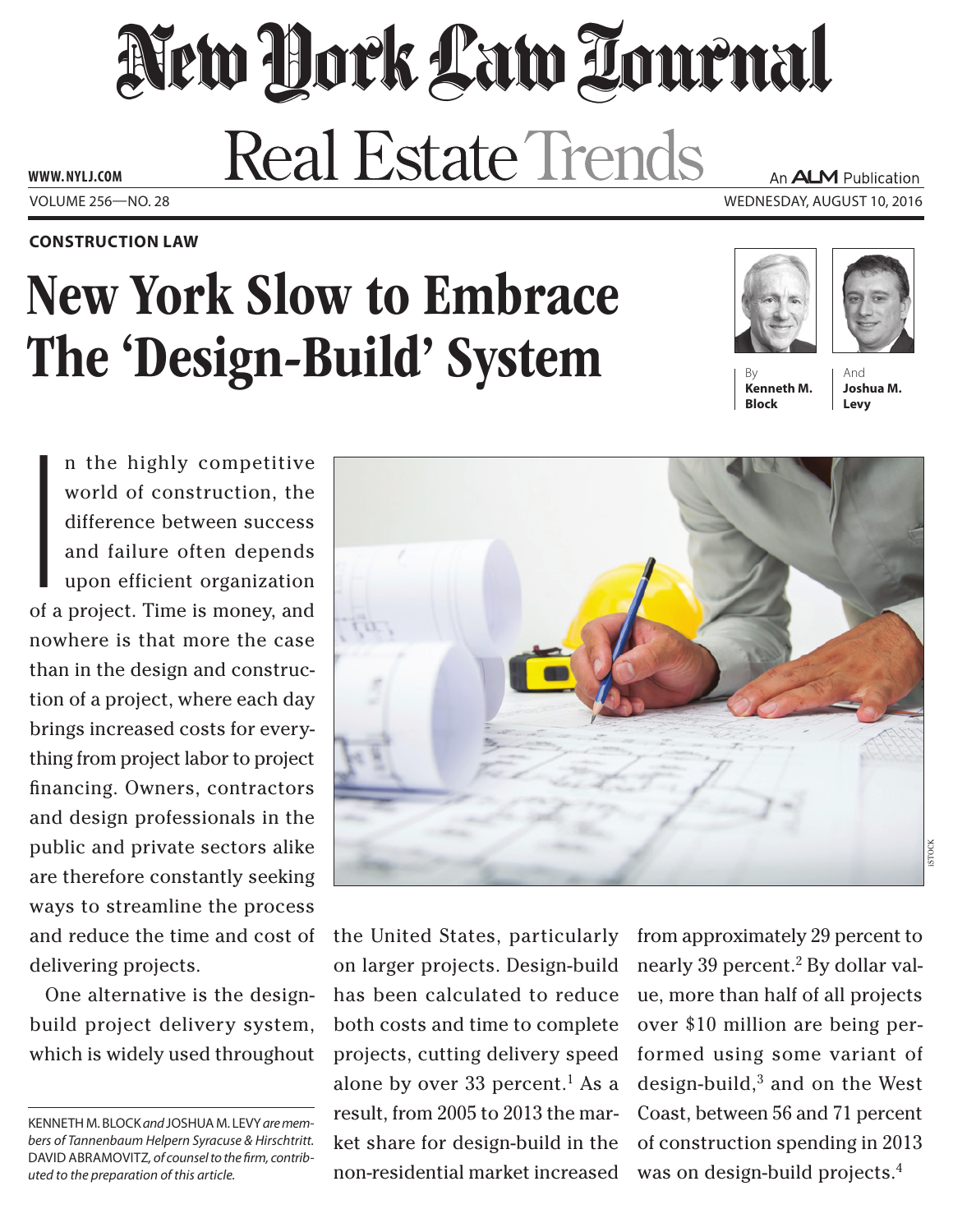# New York Law Journal

## Real Estate Trends

**CONSTRUCTION LAW**

# New York Slow to Embrace The 'Design-Build' System

By **Kenneth M. Block** And **Joshua M. Levy**

In the highly competitive world of construction, the difference between success and failure often depends upon efficient organization of a project. Time is money, and nowhere is that more the case than in the design and construction of a project, where each day brings increased costs for everything from project labor to project financing. Owners, contractors and design professionals in the public and private sectors alike are therefore constantly seeking ways to streamline the process and reduce the time and cost of delivering projects.

One alternative is the design-build project delivery system, which is widely used throughout the United States, particularly on larger projects. Design-build has been calculated to reduce both costs and time to complete projects, cutting delivery speed alone by over 33 percent.[1] As a result, from 2005 to 2013 the market share for design-build in the non-residential market increased from approximately 29 percent to nearly 39 percent.[2] By dollar value, more than half of all projects over $10 million are being performed using some variant of design-build,[3] and on the West Coast, between 56 and 71 percent of construction spending in 2013 was on design-build projects.[4]

KENNETH M. BLOCK *and* JOSHUA M. LEVY *are members of Tannenbaum Helpern Syracuse & Hirschtritt.* DAVID ABRAMOVITZ, *of counsel to the firm, contributed to the preparation of this article.*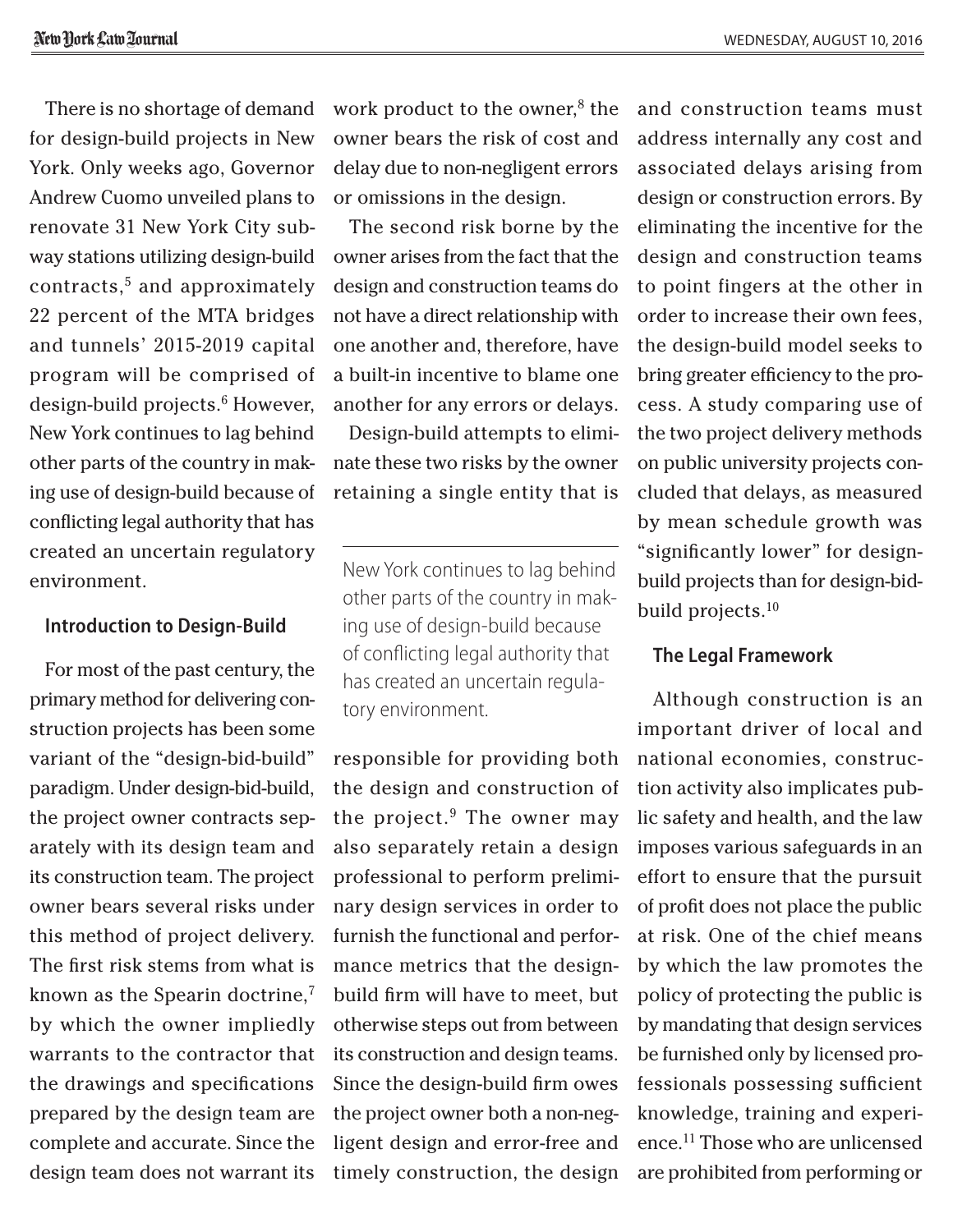There is no shortage of demand for design-build projects in New York. Only weeks ago, Governor Andrew Cuomo unveiled plans to renovate 31 New York City subway stations utilizing design-build contracts,[5] and approximately 22 percent of the MTA bridges and tunnels' 2015-2019 capital program will be comprised of design-build projects.[6] However, New York continues to lag behind other parts of the country in making use of design-build because of conflicting legal authority that has created an uncertain regulatory environment.

### Introduction to Design-Build

For most of the past century, the primary method for delivering construction projects has been some variant of the "design-bid-build" paradigm. Under design-bid-build, the project owner contracts separately with its design team and its construction team. The project owner bears several risks under this method of project delivery. The first risk stems from what is known as the Spearin doctrine,[7] by which the owner impliedly warrants to the contractor that the drawings and specifications prepared by the design team are complete and accurate. Since the design team does not warrant its work product to the owner,[8] the owner bears the risk of cost and delay due to non-negligent errors or omissions in the design.

The second risk borne by the owner arises from the fact that the design and construction teams do not have a direct relationship with one another and, therefore, have a built-in incentive to blame one another for any errors or delays.

Design-build attempts to eliminate these two risks by the owner retaining a single entity that is responsible for providing both the design and construction of the project.[9] The owner may also separately retain a design professional to perform preliminary design services in order to furnish the functional and performance metrics that the design-build firm will have to meet, but otherwise steps out from between its construction and design teams. Since the design-build firm owes the project owner both a non-negligent design and error-free and timely construction, the design and construction teams must address internally any cost and associated delays arising from design or construction errors. By eliminating the incentive for the design and construction teams to point fingers at the other in order to increase their own fees, the design-build model seeks to bring greater efficiency to the process. A study comparing use of the two project delivery methods on public university projects concluded that delays, as measured by mean schedule growth was "significantly lower" for design-build projects than for design-bid-build projects.[10]

### The Legal Framework

Although construction is an important driver of local and national economies, construction activity also implicates public safety and health, and the law imposes various safeguards in an effort to ensure that the pursuit of profit does not place the public at risk. One of the chief means by which the law promotes the policy of protecting the public is by mandating that design services be furnished only by licensed professionals possessing sufficient knowledge, training and experience.[11] Those who are unlicensed are prohibited from performing or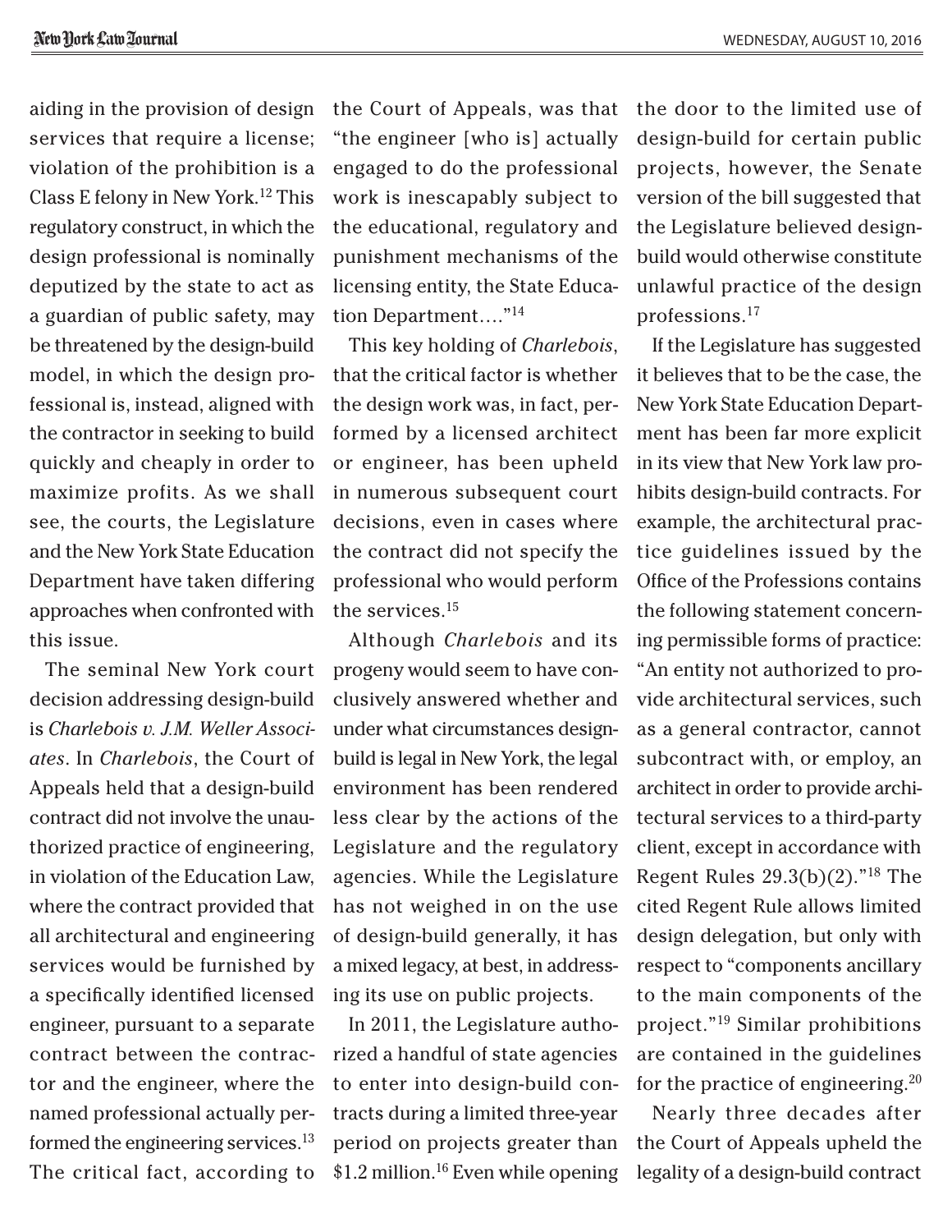aiding in the provision of design services that require a license; violation of the prohibition is a Class E felony in New York.[12] This regulatory construct, in which the design professional is nominally deputized by the state to act as a guardian of public safety, may be threatened by the design-build model, in which the design professional is, instead, aligned with the contractor in seeking to build quickly and cheaply in order to maximize profits. As we shall see, the courts, the Legislature and the New York State Education Department have taken differing approaches when confronted with this issue.

The seminal New York court decision addressing design-build is *Charlebois v. J.M. Weller Associates*. In *Charlebois*, the Court of Appeals held that a design-build contract did not involve the unauthorized practice of engineering, in violation of the Education Law, where the contract provided that all architectural and engineering services would be furnished by a specifically identified licensed engineer, pursuant to a separate contract between the contractor and the engineer, where the named professional actually performed the engineering services.[13] The critical fact, according to the Court of Appeals, was that "the engineer [who is] actually engaged to do the professional work is inescapably subject to the educational, regulatory and punishment mechanisms of the licensing entity, the State Education Department…."[14]

This key holding of *Charlebois*, that the critical factor is whether the design work was, in fact, performed by a licensed architect or engineer, has been upheld in numerous subsequent court decisions, even in cases where the contract did not specify the professional who would perform the services.[15]

Although *Charlebois* and its progeny would seem to have conclusively answered whether and under what circumstances design-build is legal in New York, the legal environment has been rendered less clear by the actions of the Legislature and the regulatory agencies. While the Legislature has not weighed in on the use of design-build generally, it has a mixed legacy, at best, in addressing its use on public projects.

In 2011, the Legislature authorized a handful of state agencies to enter into design-build contracts during a limited three-year period on projects greater than $1.2 million.[16] Even while opening the door to the limited use of design-build for certain public projects, however, the Senate version of the bill suggested that the Legislature believed design-build would otherwise constitute unlawful practice of the design professions.[17]

If the Legislature has suggested it believes that to be the case, the New York State Education Department has been far more explicit in its view that New York law prohibits design-build contracts. For example, the architectural practice guidelines issued by the Office of the Professions contains the following statement concerning permissible forms of practice: "An entity not authorized to provide architectural services, such as a general contractor, cannot subcontract with, or employ, an architect in order to provide architectural services to a third-party client, except in accordance with Regent Rules 29.3(b)(2)."[18] The cited Regent Rule allows limited design delegation, but only with respect to "components ancillary to the main components of the project."[19] Similar prohibitions are contained in the guidelines for the practice of engineering.[20]

Nearly three decades after the Court of Appeals upheld the legality of a design-build contract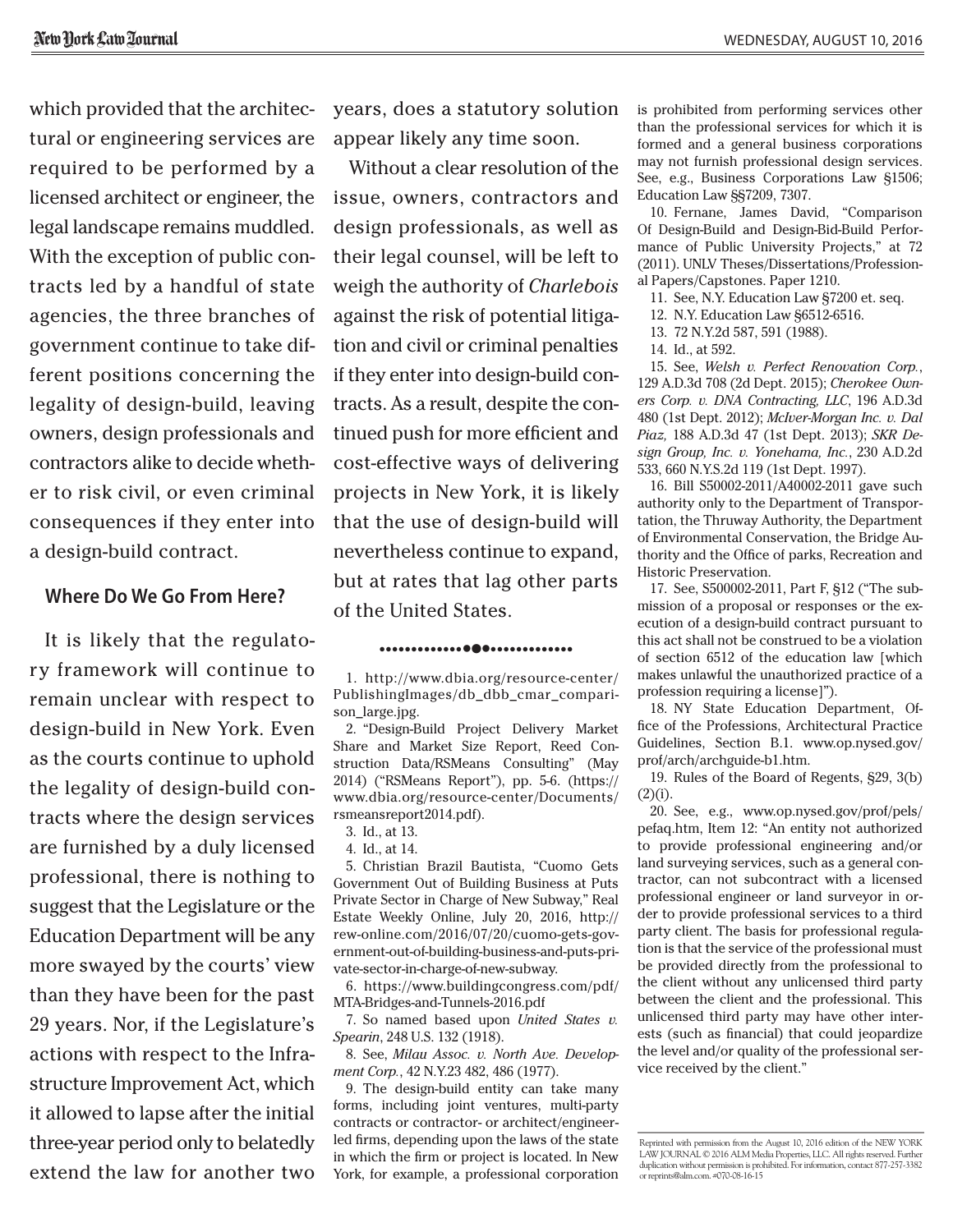which provided that the architectural or engineering services are required to be performed by a licensed architect or engineer, the legal landscape remains muddled. With the exception of public contracts led by a handful of state agencies, the three branches of government continue to take different positions concerning the legality of design-build, leaving owners, design professionals and contractors alike to decide whether to risk civil, or even criminal consequences if they enter into a design-build contract.

## Where Do We Go From Here?

It is likely that the regulatory framework will continue to remain unclear with respect to design-build in New York. Even as the courts continue to uphold the legality of design-build contracts where the design services are furnished by a duly licensed professional, there is nothing to suggest that the Legislature or the Education Department will be any more swayed by the courts' view than they have been for the past 29 years. Nor, if the Legislature's actions with respect to the Infrastructure Improvement Act, which it allowed to lapse after the initial three-year period only to belatedly extend the law for another two years, does a statutory solution appear likely any time soon.

Without a clear resolution of the issue, owners, contractors and design professionals, as well as their legal counsel, will be left to weigh the authority of *Charlebois* against the risk of potential litigation and civil or criminal penalties if they enter into design-build contracts. As a result, despite the continued push for more efficient and cost-effective ways of delivering projects in New York, it is likely that the use of design-build will nevertheless continue to expand, but at rates that lag other parts of the United States.

1. http://www.dbia.org/resource-center/PublishingImages/db_dbb_cmar_comparison_large.jpg.

2. "Design-Build Project Delivery Market Share and Market Size Report, Reed Construction Data/RSMeans Consulting" (May 2014) ("RSMeans Report"), pp. 5-6. (https://www.dbia.org/resource-center/Documents/rsmeansreport2014.pdf).

3. Id., at 13.

4. Id., at 14.

5. Christian Brazil Bautista, "Cuomo Gets Government Out of Building Business at Puts Private Sector in Charge of New Subway," Real Estate Weekly Online, July 20, 2016, http://rew-online.com/2016/07/20/cuomo-gets-government-out-of-building-business-and-puts-private-sector-in-charge-of-new-subway.

6. https://www.buildingcongress.com/pdf/MTA-Bridges-and-Tunnels-2016.pdf

7. So named based upon *United States v. Spearin*, 248 U.S. 132 (1918).

8. See, *Milau Assoc. v. North Ave. Development Corp.*, 42 N.Y.23 482, 486 (1977).

9. The design-build entity can take many forms, including joint ventures, multi-party contracts or contractor- or architect/engineer-led firms, depending upon the laws of the state in which the firm or project is located. In New York, for example, a professional corporation is prohibited from performing services other than the professional services for which it is formed and a general business corporations may not furnish professional design services. See, e.g., Business Corporations Law §1506; Education Law §§7209, 7307.

10. Fernane, James David, "Comparison Of Design-Build and Design-Bid-Build Performance of Public University Projects," at 72 (2011). UNLV Theses/Dissertations/Professional Papers/Capstones. Paper 1210.

11. See, N.Y. Education Law §7200 et. seq.

12. N.Y. Education Law §6512-6516.

13. 72 N.Y.2d 587, 591 (1988).

14. Id., at 592.

15. See, *Welsh v. Perfect Renovation Corp.*, 129 A.D.3d 708 (2d Dept. 2015); *Cherokee Owners Corp. v. DNA Contracting, LLC*, 196 A.D.3d 480 (1st Dept. 2012); *McIver-Morgan Inc. v. Dal Piaz*, 188 A.D.3d 47 (1st Dept. 2013); *SKR Design Group, Inc. v. Yonehama, Inc.*, 230 A.D.2d 533, 660 N.Y.S.2d 119 (1st Dept. 1997).

16. Bill S50002-2011/A40002-2011 gave such authority only to the Department of Transportation, the Thruway Authority, the Department of Environmental Conservation, the Bridge Authority and the Office of parks, Recreation and Historic Preservation.

17. See, S500002-2011, Part F, §12 ("The submission of a proposal or responses or the execution of a design-build contract pursuant to this act shall not be construed to be a violation of section 6512 of the education law [which makes unlawful the unauthorized practice of a profession requiring a license]").

18. NY State Education Department, Office of the Professions, Architectural Practice Guidelines, Section B.1. www.op.nysed.gov/prof/arch/archguide-b1.htm.

19. Rules of the Board of Regents, §29, 3(b)(2)(i).

20. See, e.g., www.op.nysed.gov/prof/pels/pefaq.htm, Item 12: "An entity not authorized to provide professional engineering and/or land surveying services, such as a general contractor, can not subcontract with a licensed professional engineer or land surveyor in order to provide professional services to a third party client. The basis for professional regulation is that the service of the professional must be provided directly from the professional to the client without any unlicensed third party between the client and the professional. This unlicensed third party may have other interests (such as financial) that could jeopardize the level and/or quality of the professional service received by the client."

Reprinted with permission from the August 10, 2016 edition of the NEW YORK LAW JOURNAL © 2016 ALM Media Properties, LLC. All rights reserved. Further duplication without permission is prohibited. For information, contact 877-257-3382 or reprints@alm.com. #070-08-16-15